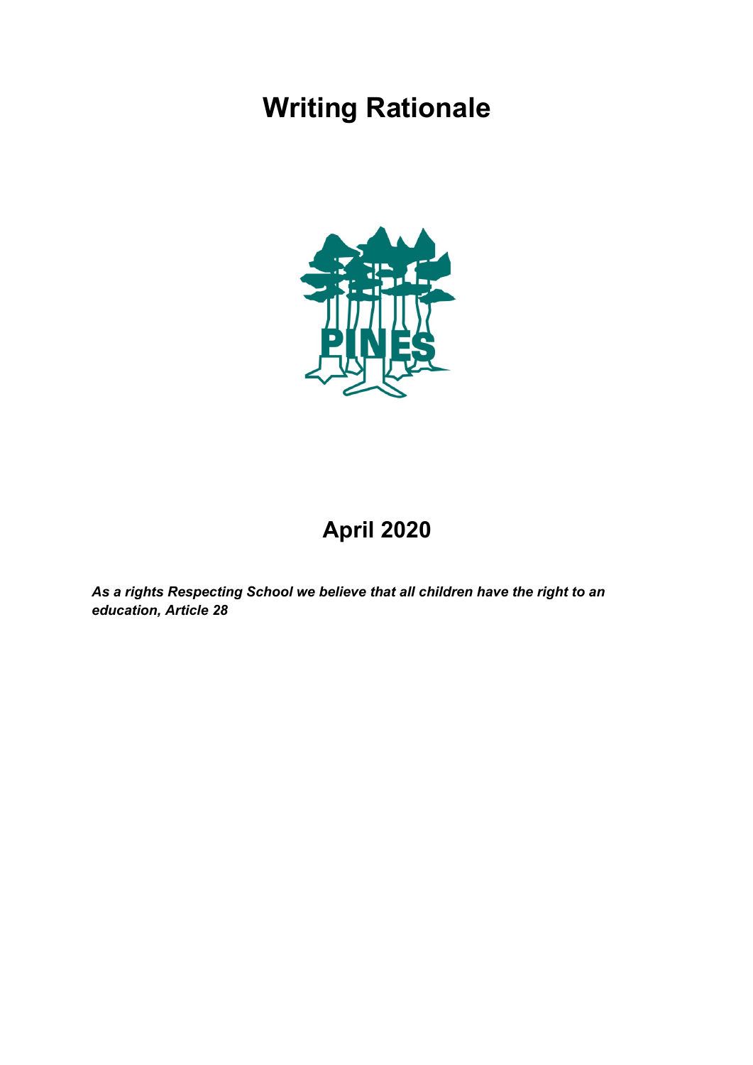# Writing Rationale

PINES

## April 2020

***As a rights Respecting School we believe that all children have the right to an education, Article 28***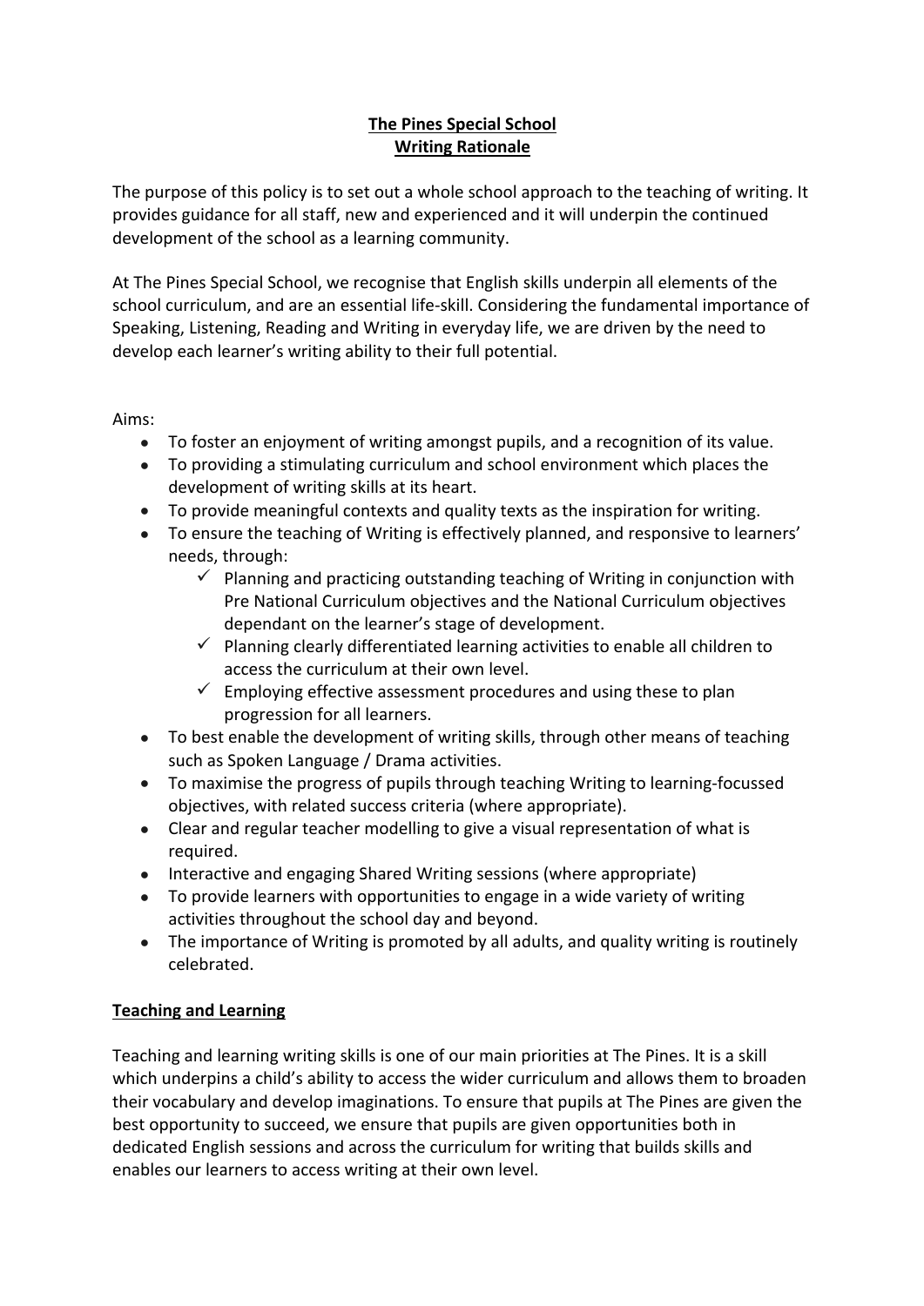**The Pines Special School**
**Writing Rationale**

The purpose of this policy is to set out a whole school approach to the teaching of writing. It provides guidance for all staff, new and experienced and it will underpin the continued development of the school as a learning community.

At The Pines Special School, we recognise that English skills underpin all elements of the school curriculum, and are an essential life-skill. Considering the fundamental importance of Speaking, Listening, Reading and Writing in everyday life, we are driven by the need to develop each learner's writing ability to their full potential.

Aims:

- To foster an enjoyment of writing amongst pupils, and a recognition of its value.
- To providing a stimulating curriculum and school environment which places the development of writing skills at its heart.
- To provide meaningful contexts and quality texts as the inspiration for writing.
- To ensure the teaching of Writing is effectively planned, and responsive to learners' needs, through:
  - ✓ Planning and practicing outstanding teaching of Writing in conjunction with Pre National Curriculum objectives and the National Curriculum objectives dependant on the learner's stage of development.
  - ✓ Planning clearly differentiated learning activities to enable all children to access the curriculum at their own level.
  - ✓ Employing effective assessment procedures and using these to plan progression for all learners.
- To best enable the development of writing skills, through other means of teaching such as Spoken Language / Drama activities.
- To maximise the progress of pupils through teaching Writing to learning-focussed objectives, with related success criteria (where appropriate).
- Clear and regular teacher modelling to give a visual representation of what is required.
- Interactive and engaging Shared Writing sessions (where appropriate)
- To provide learners with opportunities to engage in a wide variety of writing activities throughout the school day and beyond.
- The importance of Writing is promoted by all adults, and quality writing is routinely celebrated.

**Teaching and Learning**

Teaching and learning writing skills is one of our main priorities at The Pines. It is a skill which underpins a child's ability to access the wider curriculum and allows them to broaden their vocabulary and develop imaginations. To ensure that pupils at The Pines are given the best opportunity to succeed, we ensure that pupils are given opportunities both in dedicated English sessions and across the curriculum for writing that builds skills and enables our learners to access writing at their own level.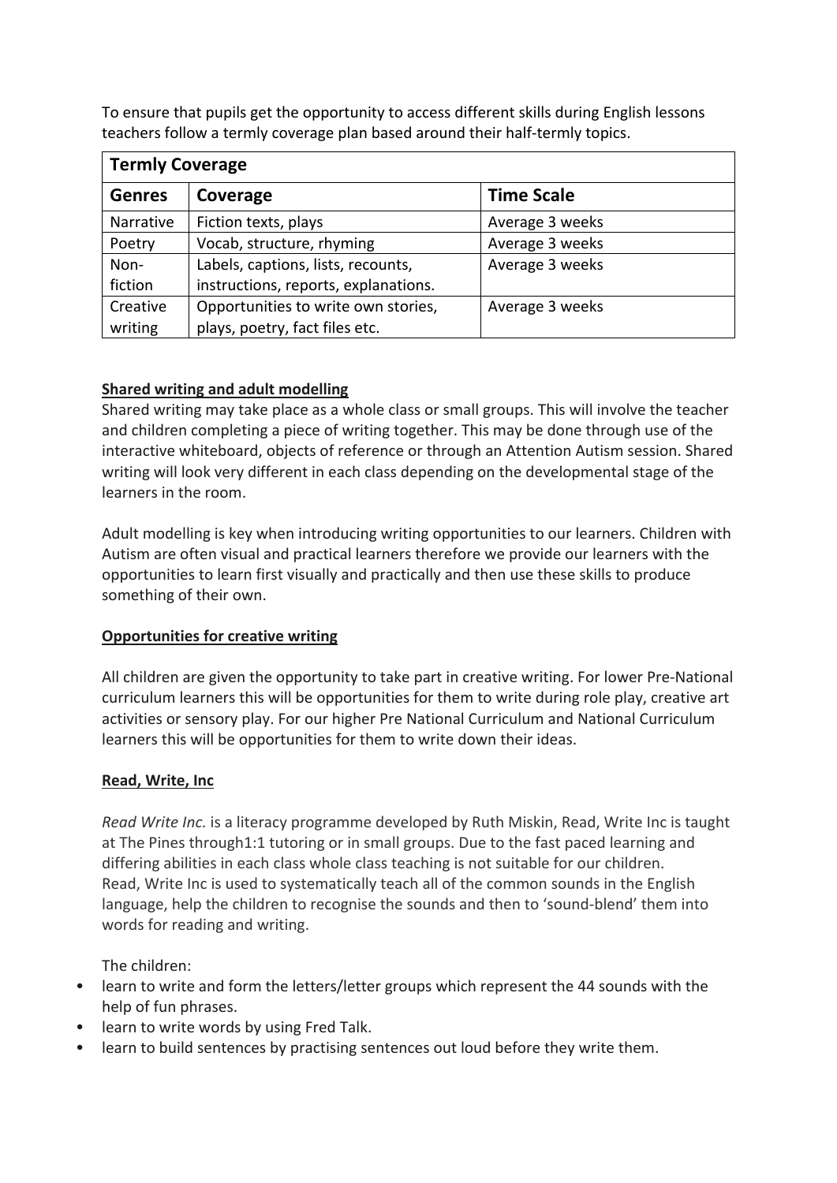To ensure that pupils get the opportunity to access different skills during English lessons teachers follow a termly coverage plan based around their half-termly topics.

| Termly Coverage | | |
|---|---|---|
| **Genres** | **Coverage** | **Time Scale** |
| Narrative | Fiction texts, plays | Average 3 weeks |
| Poetry | Vocab, structure, rhyming | Average 3 weeks |
| Non-fiction | Labels, captions, lists, recounts, instructions, reports, explanations. | Average 3 weeks |
| Creative writing | Opportunities to write own stories, plays, poetry, fact files etc. | Average 3 weeks |

**Shared writing and adult modelling**

Shared writing may take place as a whole class or small groups. This will involve the teacher and children completing a piece of writing together. This may be done through use of the interactive whiteboard, objects of reference or through an Attention Autism session. Shared writing will look very different in each class depending on the developmental stage of the learners in the room.

Adult modelling is key when introducing writing opportunities to our learners. Children with Autism are often visual and practical learners therefore we provide our learners with the opportunities to learn first visually and practically and then use these skills to produce something of their own.

**Opportunities for creative writing**

All children are given the opportunity to take part in creative writing. For lower Pre-National curriculum learners this will be opportunities for them to write during role play, creative art activities or sensory play. For our higher Pre National Curriculum and National Curriculum learners this will be opportunities for them to write down their ideas.

**Read, Write, Inc**

*Read Write Inc.* is a literacy programme developed by Ruth Miskin, Read, Write Inc is taught at The Pines through1:1 tutoring or in small groups. Due to the fast paced learning and differing abilities in each class whole class teaching is not suitable for our children.
Read, Write Inc is used to systematically teach all of the common sounds in the English language, help the children to recognise the sounds and then to 'sound-blend' them into words for reading and writing.

The children:

- learn to write and form the letters/letter groups which represent the 44 sounds with the help of fun phrases.
- learn to write words by using Fred Talk.
- learn to build sentences by practising sentences out loud before they write them.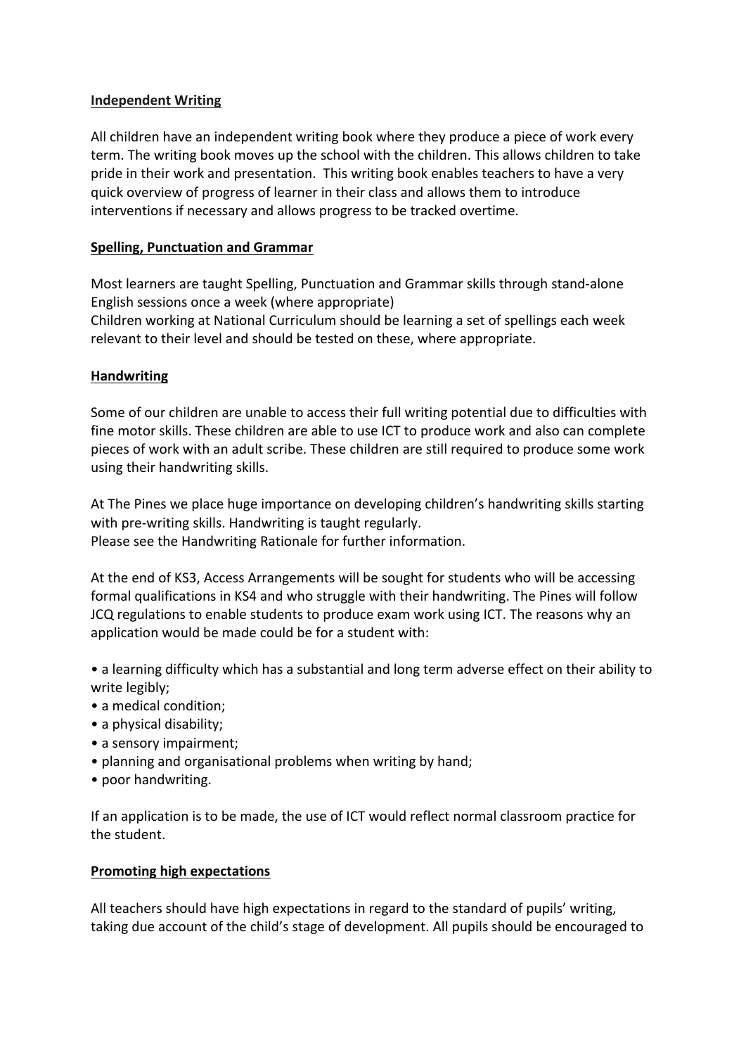**Independent Writing**

All children have an independent writing book where they produce a piece of work every term. The writing book moves up the school with the children. This allows children to take pride in their work and presentation. This writing book enables teachers to have a very quick overview of progress of learner in their class and allows them to introduce interventions if necessary and allows progress to be tracked overtime.

**Spelling, Punctuation and Grammar**

Most learners are taught Spelling, Punctuation and Grammar skills through stand-alone English sessions once a week (where appropriate)
Children working at National Curriculum should be learning a set of spellings each week relevant to their level and should be tested on these, where appropriate.

**Handwriting**

Some of our children are unable to access their full writing potential due to difficulties with fine motor skills. These children are able to use ICT to produce work and also can complete pieces of work with an adult scribe. These children are still required to produce some work using their handwriting skills.

At The Pines we place huge importance on developing children's handwriting skills starting with pre-writing skills. Handwriting is taught regularly.
Please see the Handwriting Rationale for further information.

At the end of KS3, Access Arrangements will be sought for students who will be accessing formal qualifications in KS4 and who struggle with their handwriting. The Pines will follow JCQ regulations to enable students to produce exam work using ICT. The reasons why an application would be made could be for a student with:

- a learning difficulty which has a substantial and long term adverse effect on their ability to write legibly;
- a medical condition;
- a physical disability;
- a sensory impairment;
- planning and organisational problems when writing by hand;
- poor handwriting.

If an application is to be made, the use of ICT would reflect normal classroom practice for the student.

**Promoting high expectations**

All teachers should have high expectations in regard to the standard of pupils' writing, taking due account of the child's stage of development. All pupils should be encouraged to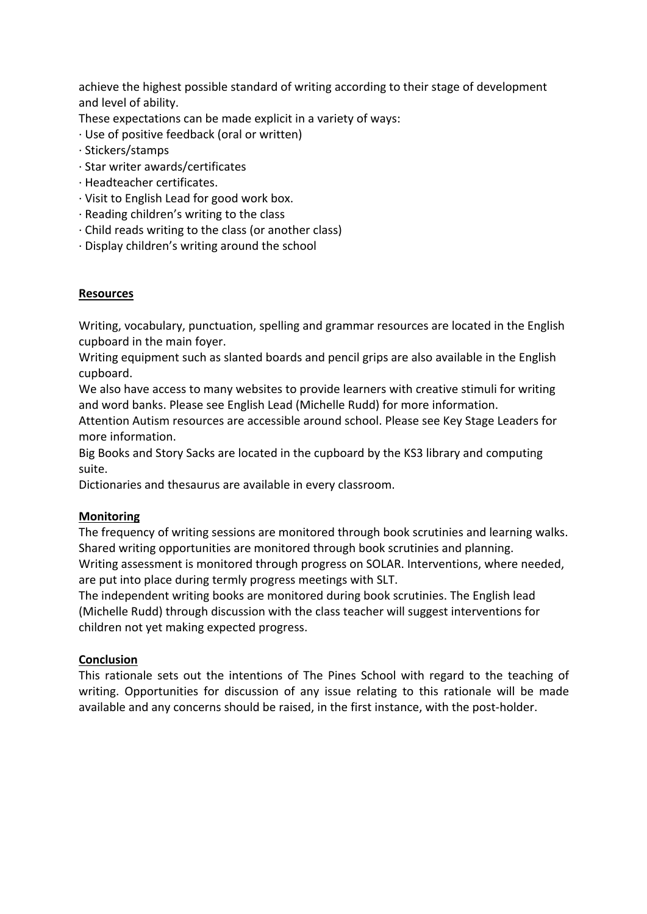achieve the highest possible standard of writing according to their stage of development and level of ability.

These expectations can be made explicit in a variety of ways:

- Use of positive feedback (oral or written)
- Stickers/stamps
- Star writer awards/certificates
- Headteacher certificates.
- Visit to English Lead for good work box.
- Reading children's writing to the class
- Child reads writing to the class (or another class)
- Display children's writing around the school

## Resources

Writing, vocabulary, punctuation, spelling and grammar resources are located in the English cupboard in the main foyer.

Writing equipment such as slanted boards and pencil grips are also available in the English cupboard.

We also have access to many websites to provide learners with creative stimuli for writing and word banks. Please see English Lead (Michelle Rudd) for more information.

Attention Autism resources are accessible around school. Please see Key Stage Leaders for more information.

Big Books and Story Sacks are located in the cupboard by the KS3 library and computing suite.

Dictionaries and thesaurus are available in every classroom.

## Monitoring

The frequency of writing sessions are monitored through book scrutinies and learning walks.

Shared writing opportunities are monitored through book scrutinies and planning.

Writing assessment is monitored through progress on SOLAR. Interventions, where needed, are put into place during termly progress meetings with SLT.

The independent writing books are monitored during book scrutinies. The English lead (Michelle Rudd) through discussion with the class teacher will suggest interventions for children not yet making expected progress.

## Conclusion

This rationale sets out the intentions of The Pines School with regard to the teaching of writing. Opportunities for discussion of any issue relating to this rationale will be made available and any concerns should be raised, in the first instance, with the post-holder.